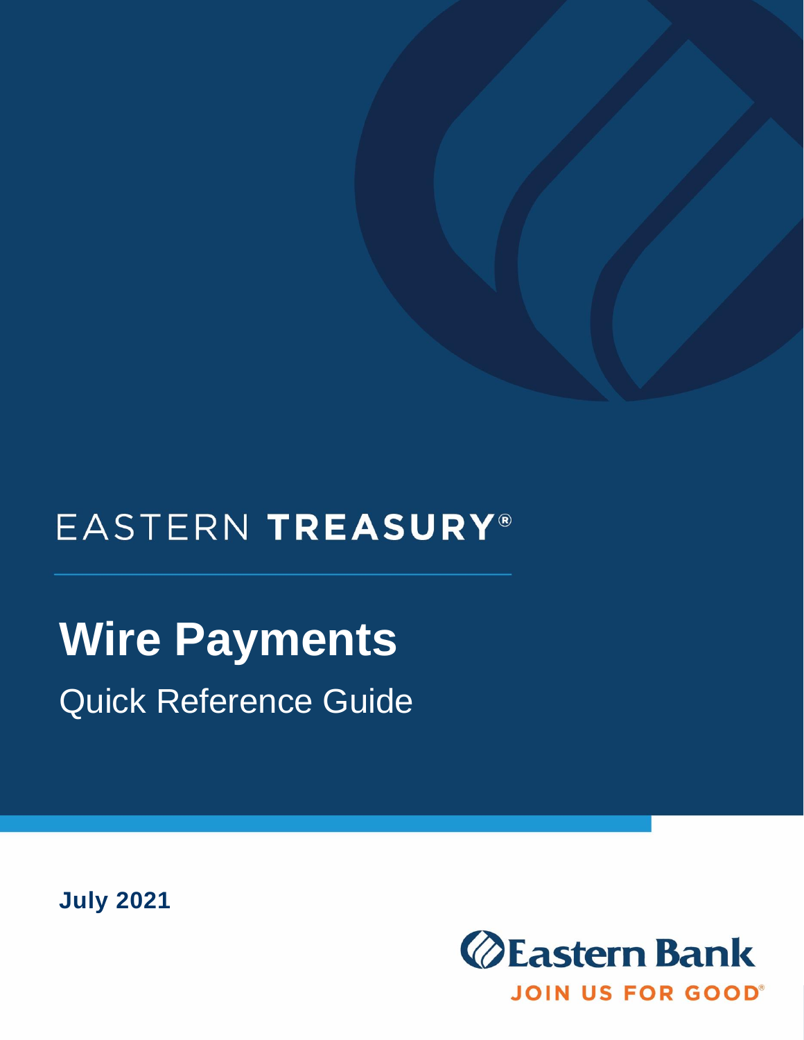EASTERN **TREASURY**®

# Wire Payments

## Quick Reference Guide

**July 2021**

Eastern Bank

JOIN US FOR GOOD®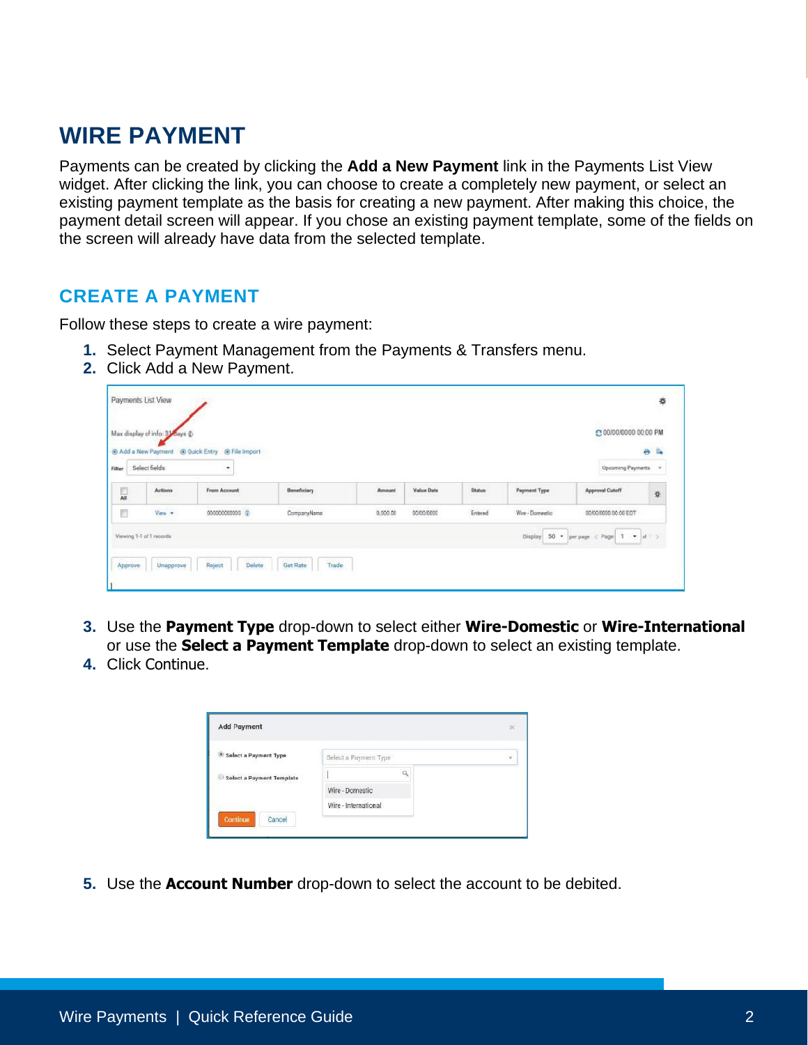# WIRE PAYMENT

Payments can be created by clicking the **Add a New Payment** link in the Payments List View widget. After clicking the link, you can choose to create a completely new payment, or select an existing payment template as the basis for creating a new payment. After making this choice, the payment detail screen will appear. If you chose an existing payment template, some of the fields on the screen will already have data from the selected template.

## CREATE A PAYMENT

Follow these steps to create a wire payment:

1. Select Payment Management from the Payments & Transfers menu.
2. Click Add a New Payment.
3. Use the **Payment Type** drop-down to select either **Wire-Domestic** or **Wire-International** or use the **Select a Payment Template** drop-down to select an existing template.
4. Click Continue.
5. Use the **Account Number** drop-down to select the account to be debited.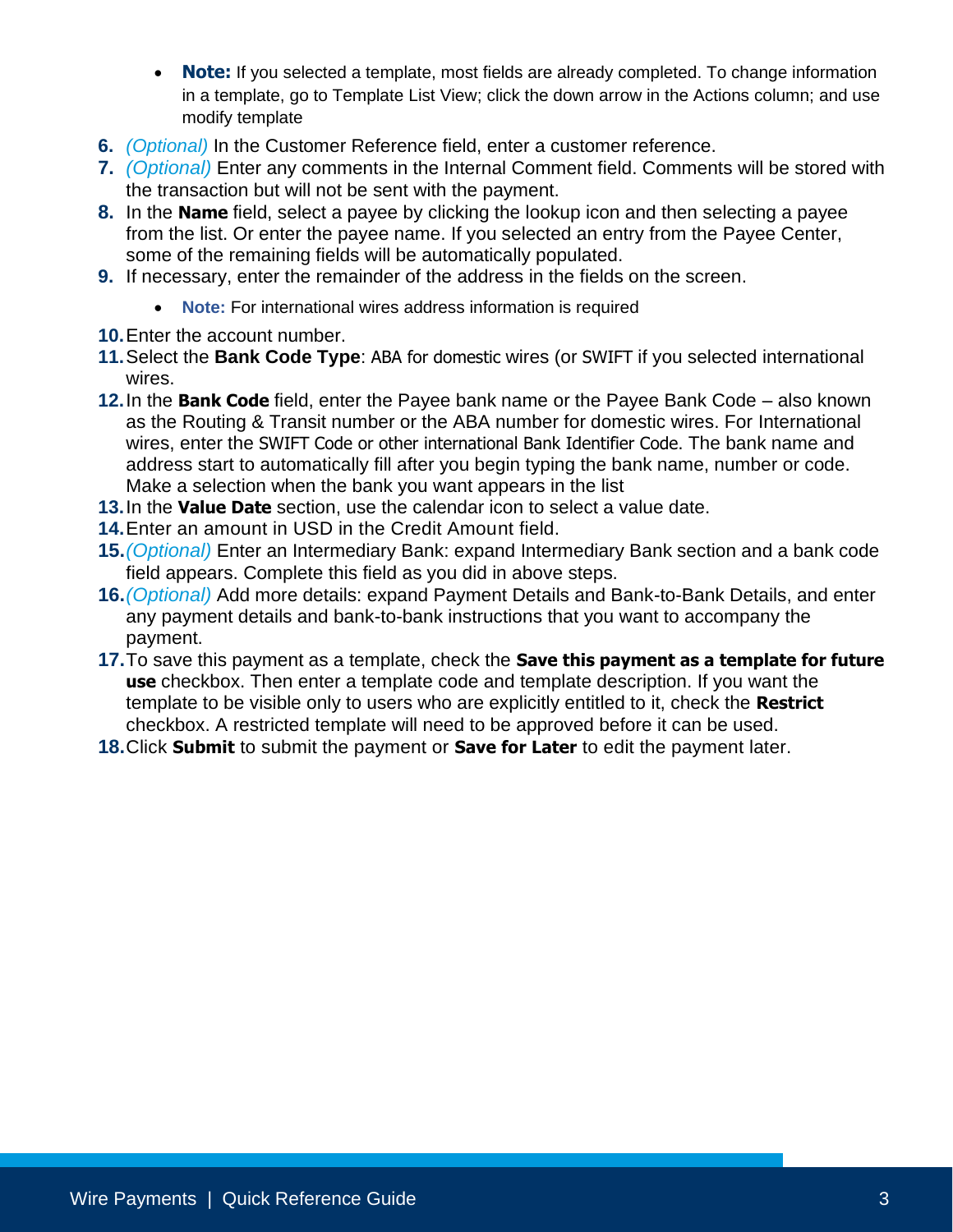- **Note:** If you selected a template, most fields are already completed. To change information in a template, go to Template List View; click the down arrow in the Actions column; and use modify template

6. *(Optional)* In the Customer Reference field, enter a customer reference.
7. *(Optional)* Enter any comments in the Internal Comment field. Comments will be stored with the transaction but will not be sent with the payment.
8. In the **Name** field, select a payee by clicking the lookup icon and then selecting a payee from the list. Or enter the payee name. If you selected an entry from the Payee Center, some of the remaining fields will be automatically populated.
9. If necessary, enter the remainder of the address in the fields on the screen.
   - **Note:** For international wires address information is required
10. Enter the account number.
11. Select the **Bank Code Type**: ABA for domestic wires (or SWIFT if you selected international wires.
12. In the **Bank Code** field, enter the Payee bank name or the Payee Bank Code – also known as the Routing & Transit number or the ABA number for domestic wires. For International wires, enter the SWIFT Code or other international Bank Identifier Code. The bank name and address start to automatically fill after you begin typing the bank name, number or code. Make a selection when the bank you want appears in the list
13. In the **Value Date** section, use the calendar icon to select a value date.
14. Enter an amount in USD in the Credit Amount field.
15. *(Optional)* Enter an Intermediary Bank: expand Intermediary Bank section and a bank code field appears. Complete this field as you did in above steps.
16. *(Optional)* Add more details: expand Payment Details and Bank-to-Bank Details, and enter any payment details and bank-to-bank instructions that you want to accompany the payment.
17. To save this payment as a template, check the **Save this payment as a template for future use** checkbox. Then enter a template code and template description. If you want the template to be visible only to users who are explicitly entitled to it, check the **Restrict** checkbox. A restricted template will need to be approved before it can be used.
18. Click **Submit** to submit the payment or **Save for Later** to edit the payment later.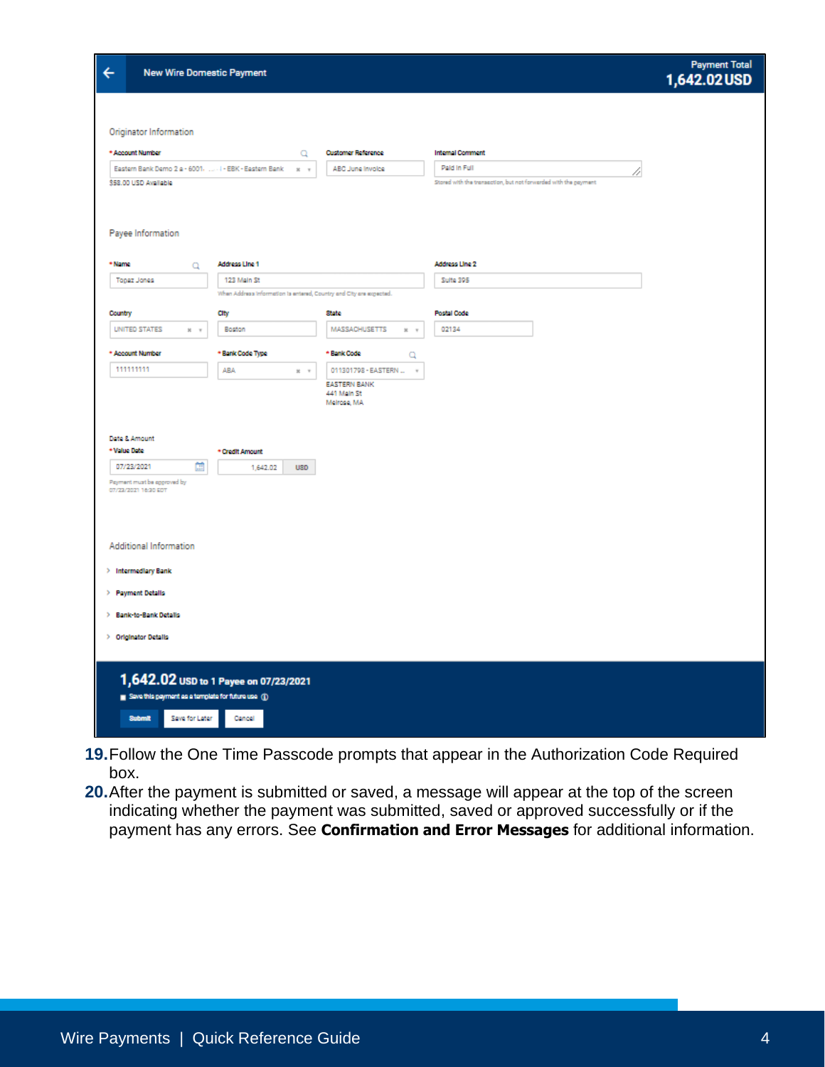19. Follow the One Time Passcode prompts that appear in the Authorization Code Required box.
20. After the payment is submitted or saved, a message will appear at the top of the screen indicating whether the payment was submitted, saved or approved successfully or if the payment has any errors. See **Confirmation and Error Messages** for additional information.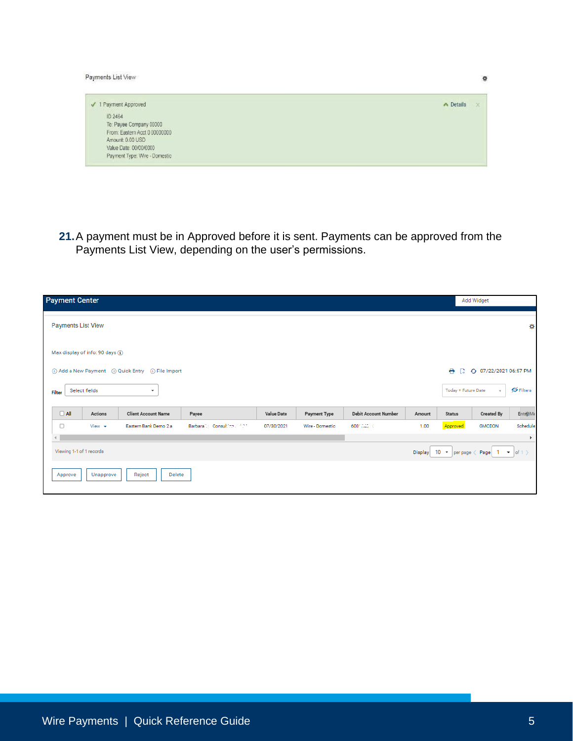Payments List View

✓ 1 Payment Approved

ID 2464
To: Payee Company 00000
From: Eastern Acct 0 00000000
Amount: 0.00 USD
Value Date: 00/00/0000
Payment Type: Wire - Domestic

21. A payment must be in Approved before it is sent. Payments can be approved from the Payments List View, depending on the user's permissions.

Payment Center

Payments List View

Max display of info: 90 days

Add a New Payment | Quick Entry | File Import

07/22/2021 06:57 PM

Filter: Select fields

Today + Future Date

| All | Actions | Client Account Name | Payee | Value Date | Payment Type | Debit Account Number | Amount | Status | Created By | Entry M |
|---|---|---|---|---|---|---|---|---|---|---|
| ☐ | View | Eastern Bank Demo 2 a | Barbara Consul... | 07/30/2021 | Wire - Domestic | 600... | 1.00 | Approved | GMCDON | Schedule |

Viewing 1-1 of 1 records

Display 10 per page Page 1 of 1

Approve | Unapprove | Reject | Delete